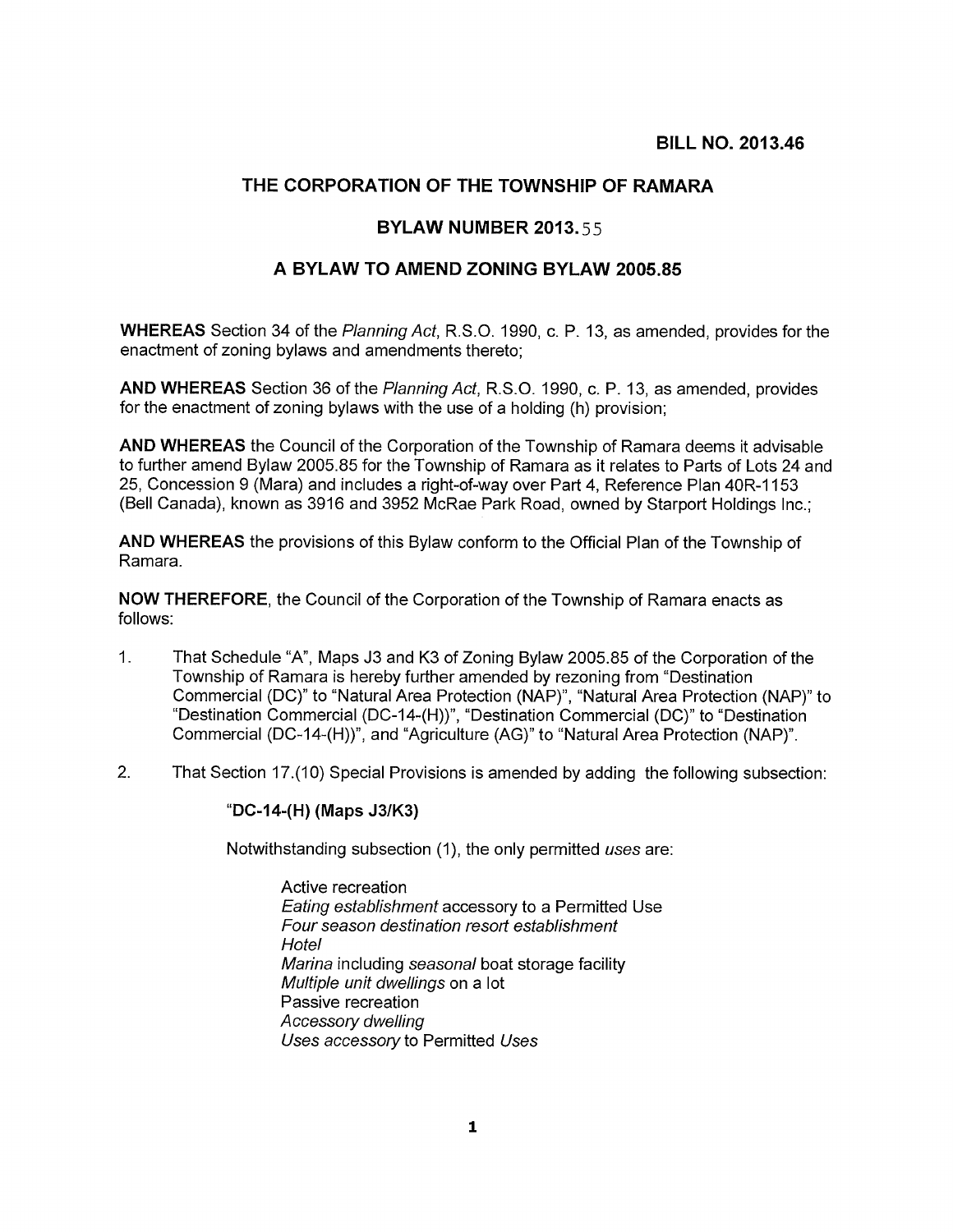**BILL NO. 2013.46**

# THE CORPORATION OF THE TOWNSHIP OF RAMARA

## BYLAW NUMBER 2013.55

## A BYLAW TO AMEND ZONING BYLAW 2005.85

**WHEREAS** Section 34 of the *Planning Act*, R.S.O. 1990, c. P. 13, as amended, provides for the enactment of zoning bylaws and amendments thereto;

**AND WHEREAS** Section 36 of the *Planning Act*, R.S.O. 1990, c. P. 13, as amended, provides for the enactment of zoning bylaws with the use of a holding (h) provision;

**AND WHEREAS** the Council of the Corporation of the Township of Ramara deems it advisable to further amend Bylaw 2005.85 for the Township of Ramara as it relates to Parts of Lots 24 and 25, Concession 9 (Mara) and includes a right-of-way over Part 4, Reference Plan 40R-1153 (Bell Canada), known as 3916 and 3952 McRae Park Road, owned by Starport Holdings Inc.;

**AND WHEREAS** the provisions of this Bylaw conform to the Official Plan of the Township of Ramara.

**NOW THEREFORE**, the Council of the Corporation of the Township of Ramara enacts as follows:

1. That Schedule "A", Maps J3 and K3 of Zoning Bylaw 2005.85 of the Corporation of the Township of Ramara is hereby further amended by rezoning from "Destination Commercial (DC)" to "Natural Area Protection (NAP)", "Natural Area Protection (NAP)" to "Destination Commercial (DC-14-(H))", "Destination Commercial (DC)" to "Destination Commercial (DC-14-(H))", and "Agriculture (AG)" to "Natural Area Protection (NAP)".

2. That Section 17.(10) Special Provisions is amended by adding the following subsection:

   "**DC-14-(H) (Maps J3/K3)**

   Notwithstanding subsection (1), the only permitted *uses* are:

   Active recreation
   *Eating establishment* accessory to a Permitted Use
   *Four season destination resort establishment*
   *Hotel*
   *Marina* including *seasonal* boat storage facility
   *Multiple unit dwellings* on a lot
   Passive recreation
   *Accessory dwelling*
   *Uses accessory* to Permitted *Uses*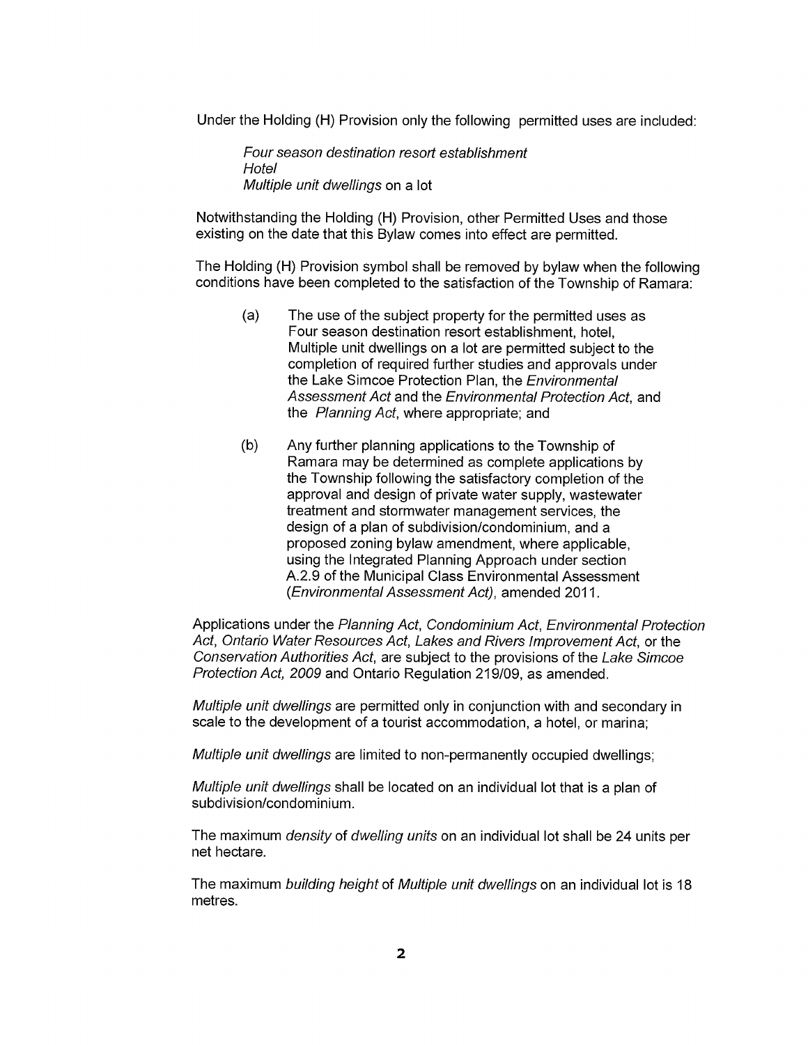Under the Holding (H) Provision only the following permitted uses are included:

> *Four season destination resort establishment*
> *Hotel*
> *Multiple unit dwellings* on a lot

Notwithstanding the Holding (H) Provision, other Permitted Uses and those existing on the date that this Bylaw comes into effect are permitted.

The Holding (H) Provision symbol shall be removed by bylaw when the following conditions have been completed to the satisfaction of the Township of Ramara:

(a) The use of the subject property for the permitted uses as Four season destination resort establishment, hotel, Multiple unit dwellings on a lot are permitted subject to the completion of required further studies and approvals under the Lake Simcoe Protection Plan, the *Environmental Assessment Act* and the *Environmental Protection Act*, and the *Planning Act*, where appropriate; and

(b) Any further planning applications to the Township of Ramara may be determined as complete applications by the Township following the satisfactory completion of the approval and design of private water supply, wastewater treatment and stormwater management services, the design of a plan of subdivision/condominium, and a proposed zoning bylaw amendment, where applicable, using the Integrated Planning Approach under section A.2.9 of the Municipal Class Environmental Assessment (*Environmental Assessment Act)*, amended 2011.

Applications under the *Planning Act*, *Condominium Act*, *Environmental Protection Act*, *Ontario Water Resources Act*, *Lakes and Rivers Improvement Act*, or the *Conservation Authorities Act*, are subject to the provisions of the *Lake Simcoe Protection Act, 2009* and Ontario Regulation 219/09, as amended.

*Multiple unit dwellings* are permitted only in conjunction with and secondary in scale to the development of a tourist accommodation, a hotel, or marina;

*Multiple unit dwellings* are limited to non-permanently occupied dwellings;

*Multiple unit dwellings* shall be located on an individual lot that is a plan of subdivision/condominium.

The maximum *density* of *dwelling units* on an individual lot shall be 24 units per net hectare.

The maximum *building height* of *Multiple unit dwellings* on an individual lot is 18 metres.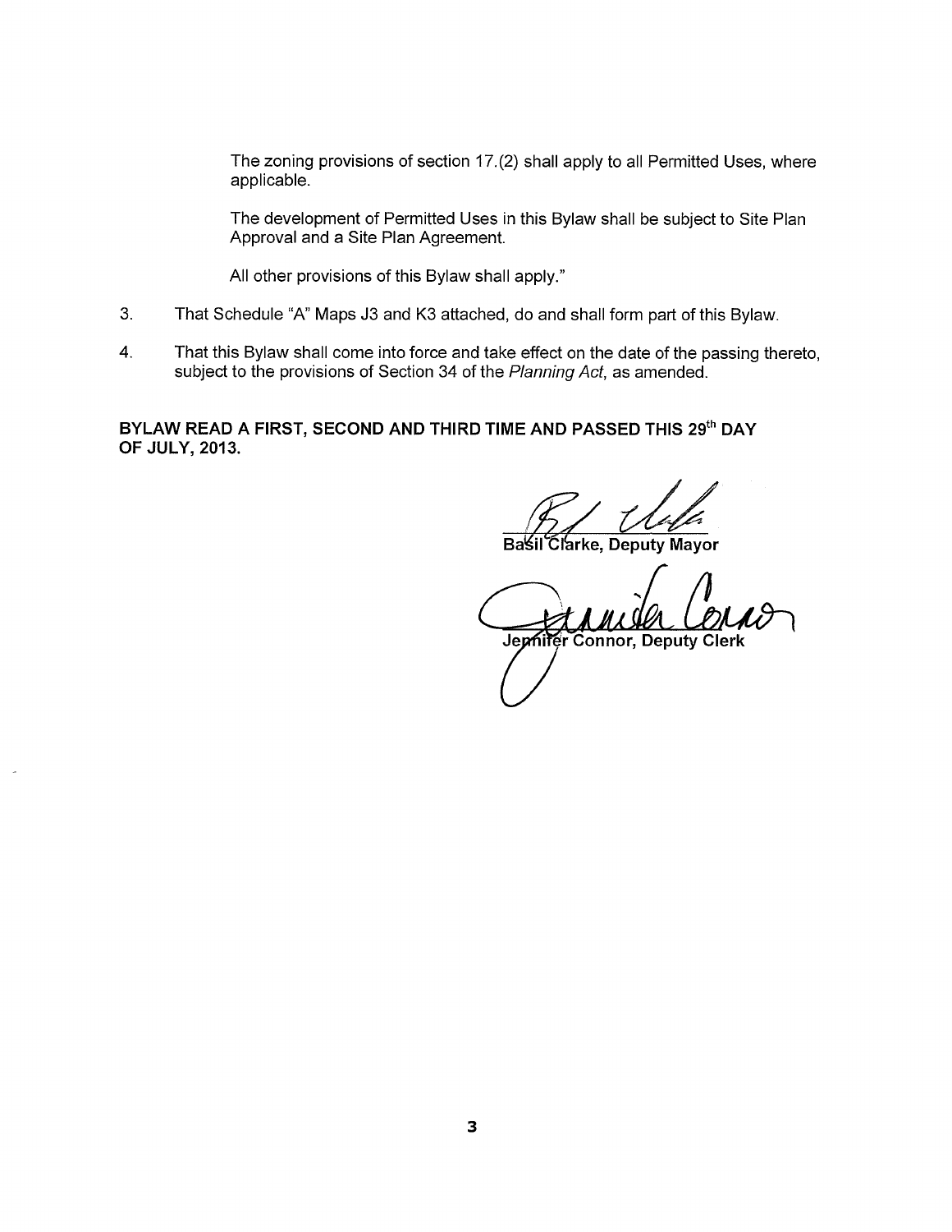The zoning provisions of section 17.(2) shall apply to all Permitted Uses, where applicable.

The development of Permitted Uses in this Bylaw shall be subject to Site Plan Approval and a Site Plan Agreement.

All other provisions of this Bylaw shall apply."

3. That Schedule "A" Maps J3 and K3 attached, do and shall form part of this Bylaw.

4. That this Bylaw shall come into force and take effect on the date of the passing thereto, subject to the provisions of Section 34 of the *Planning Act*, as amended.

**BYLAW READ A FIRST, SECOND AND THIRD TIME AND PASSED THIS 29th DAY OF JULY, 2013.**

**Basil Clarke, Deputy Mayor**

**Jennifer Connor, Deputy Clerk**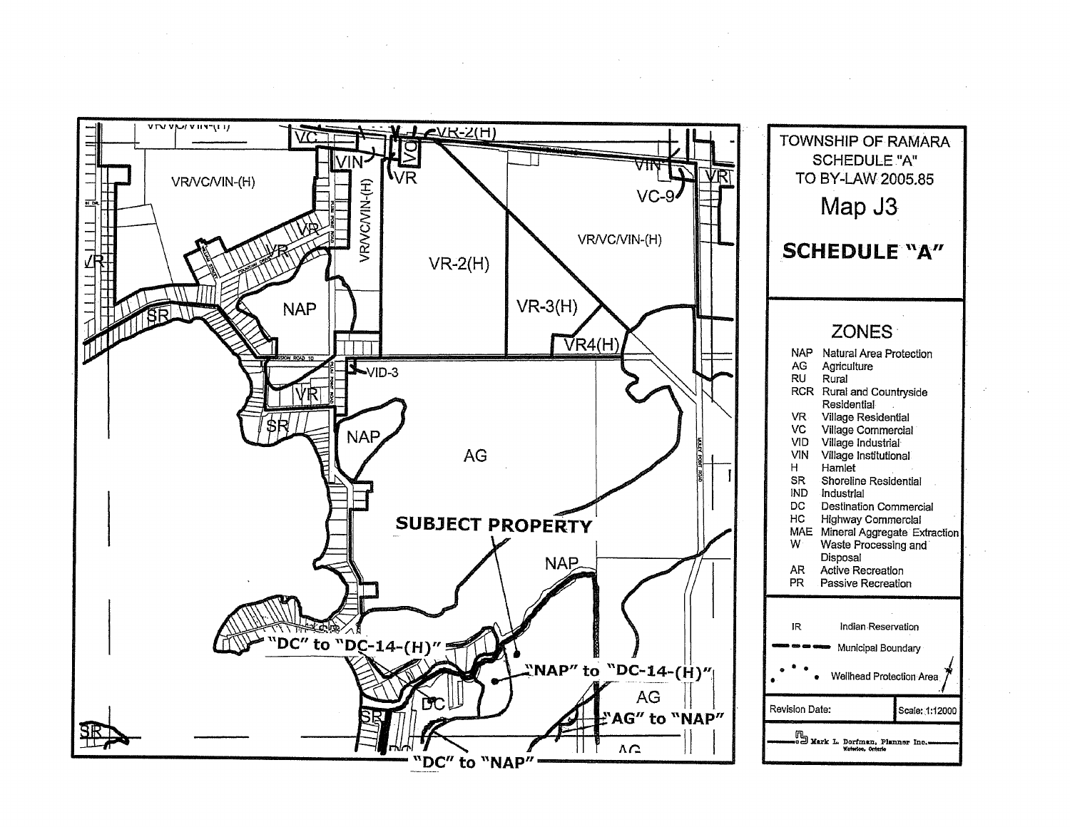TOWNSHIP OF RAMARA
SCHEDULE "A"
TO BY-LAW 2005.85

## Map J3

## SCHEDULE "A"

### ZONES

| Code | Zone |
|---|---|
| NAP | Natural Area Protection |
| AG | Agriculture |
| RU | Rural |
| RCR | Rural and Countryside Residential |
| VR | Village Residential |
| VC | Village Commercial |
| VID | Village Industrial |
| VIN | Village Institutional |
| H | Hamlet |
| SR | Shoreline Residential |
| IND | Industrial |
| DC | Destination Commercial |
| HC | Highway Commercial |
| MAE | Mineral Aggregate Extraction |
| W | Waste Processing and Disposal |
| AR | Active Recreation |
| PR | Passive Recreation |

IR — Indian Reservation

Municipal Boundary

Wellhead Protection Area

Revision Date:

Scale: 1:12000

Mark L. Dorfman, Planner Inc.
Waterloo, Ontario

VR/VC/VIN-(H)
VC
VIN
VO
VR-2(H)
VR
VIN
VC-9
VR/VC/VIN-(H)
VR-2(H)
VR-3(H)
VR4(H)
NAP
SR
VID-3
SR
NAP
AG

**SUBJECT PROPERTY**

NAP
"DC" to "DC-14-(H)"
"NAP" to "DC-14-(H)"
DC
AG
"AG" to "NAP"
SR
"DC" to "NAP"
SR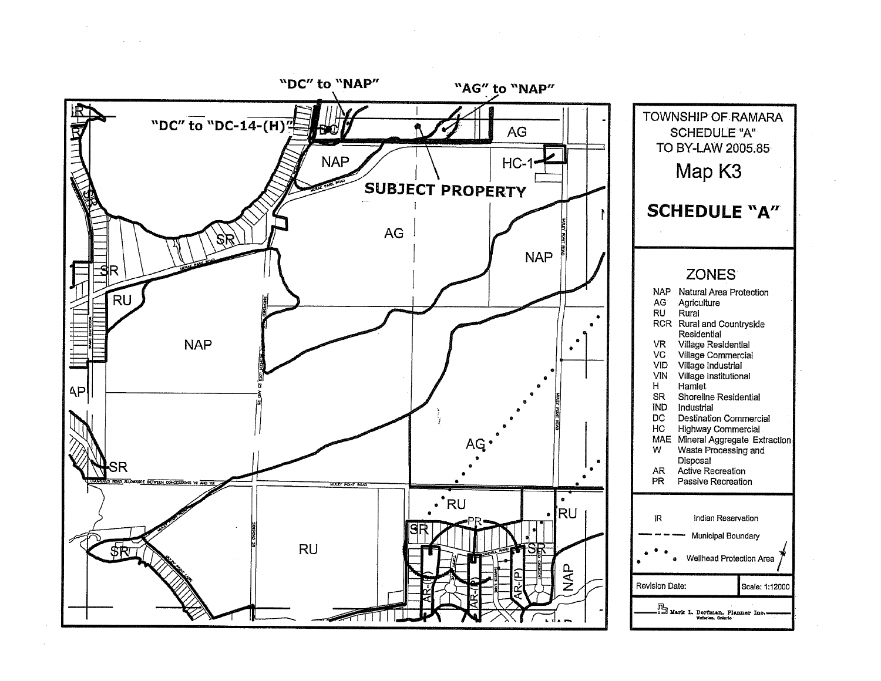"DC" to "NAP"

"AG" to "NAP"

"DC" to "DC-14-(H)"

SUBJECT PROPERTY

TOWNSHIP OF RAMARA
SCHEDULE "A"
TO BY-LAW 2005.85

Map K3

**SCHEDULE "A"**

ZONES

NAP Natural Area Protection
AG Agriculture
RU Rural
RCR Rural and Countryside Residential
VR Village Residential
VC Village Commercial
VID Village Industrial
VIN Village Institutional
H Hamlet
SR Shoreline Residential
IND Industrial
DC Destination Commercial
HC Highway Commercial
MAE Mineral Aggregate Extraction
W Waste Processing and Disposal
AR Active Recreation
PR Passive Recreation

IR Indian Reservation

Municipal Boundary

Wellhead Protection Area

Revision Date:

Scale: 1:12000

Mark L. Dorfman, Planner Inc.
Waterloo, Ontario